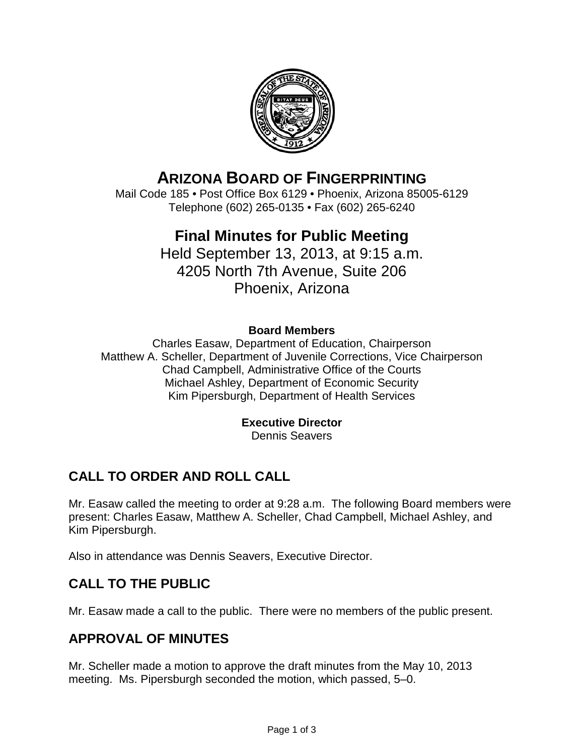# ARIZONA BOARD OF FINGERPRINTING

Mail Code 185 • Post Office Box 6129 • Phoenix, Arizona 85005-6129
Telephone (602) 265-0135 • Fax (602) 265-6240

## Final Minutes for Public Meeting

Held September 13, 2013, at 9:15 a.m.
4205 North 7th Avenue, Suite 206
Phoenix, Arizona

**Board Members**

Charles Easaw, Department of Education, Chairperson
Matthew A. Scheller, Department of Juvenile Corrections, Vice Chairperson
Chad Campbell, Administrative Office of the Courts
Michael Ashley, Department of Economic Security
Kim Pipersburgh, Department of Health Services

**Executive Director**

Dennis Seavers

## CALL TO ORDER AND ROLL CALL

Mr. Easaw called the meeting to order at 9:28 a.m. The following Board members were present: Charles Easaw, Matthew A. Scheller, Chad Campbell, Michael Ashley, and Kim Pipersburgh.

Also in attendance was Dennis Seavers, Executive Director.

## CALL TO THE PUBLIC

Mr. Easaw made a call to the public. There were no members of the public present.

## APPROVAL OF MINUTES

Mr. Scheller made a motion to approve the draft minutes from the May 10, 2013 meeting. Ms. Pipersburgh seconded the motion, which passed, 5–0.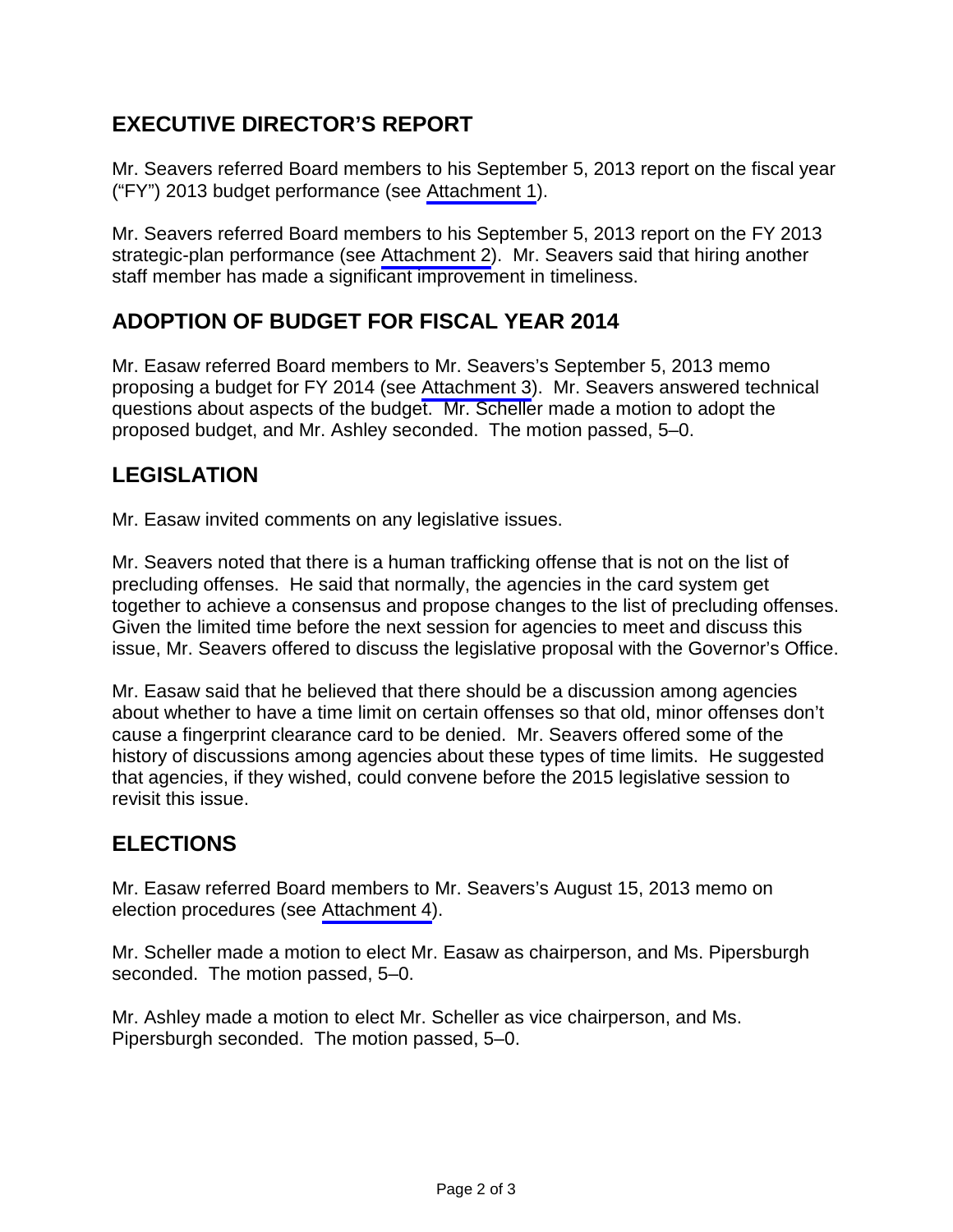## EXECUTIVE DIRECTOR'S REPORT

Mr. Seavers referred Board members to his September 5, 2013 report on the fiscal year ("FY") 2013 budget performance (see Attachment 1).

Mr. Seavers referred Board members to his September 5, 2013 report on the FY 2013 strategic-plan performance (see Attachment 2). Mr. Seavers said that hiring another staff member has made a significant improvement in timeliness.

## ADOPTION OF BUDGET FOR FISCAL YEAR 2014

Mr. Easaw referred Board members to Mr. Seavers's September 5, 2013 memo proposing a budget for FY 2014 (see Attachment 3). Mr. Seavers answered technical questions about aspects of the budget. Mr. Scheller made a motion to adopt the proposed budget, and Mr. Ashley seconded. The motion passed, 5–0.

## LEGISLATION

Mr. Easaw invited comments on any legislative issues.

Mr. Seavers noted that there is a human trafficking offense that is not on the list of precluding offenses. He said that normally, the agencies in the card system get together to achieve a consensus and propose changes to the list of precluding offenses. Given the limited time before the next session for agencies to meet and discuss this issue, Mr. Seavers offered to discuss the legislative proposal with the Governor's Office.

Mr. Easaw said that he believed that there should be a discussion among agencies about whether to have a time limit on certain offenses so that old, minor offenses don't cause a fingerprint clearance card to be denied. Mr. Seavers offered some of the history of discussions among agencies about these types of time limits. He suggested that agencies, if they wished, could convene before the 2015 legislative session to revisit this issue.

## ELECTIONS

Mr. Easaw referred Board members to Mr. Seavers's August 15, 2013 memo on election procedures (see Attachment 4).

Mr. Scheller made a motion to elect Mr. Easaw as chairperson, and Ms. Pipersburgh seconded. The motion passed, 5–0.

Mr. Ashley made a motion to elect Mr. Scheller as vice chairperson, and Ms. Pipersburgh seconded. The motion passed, 5–0.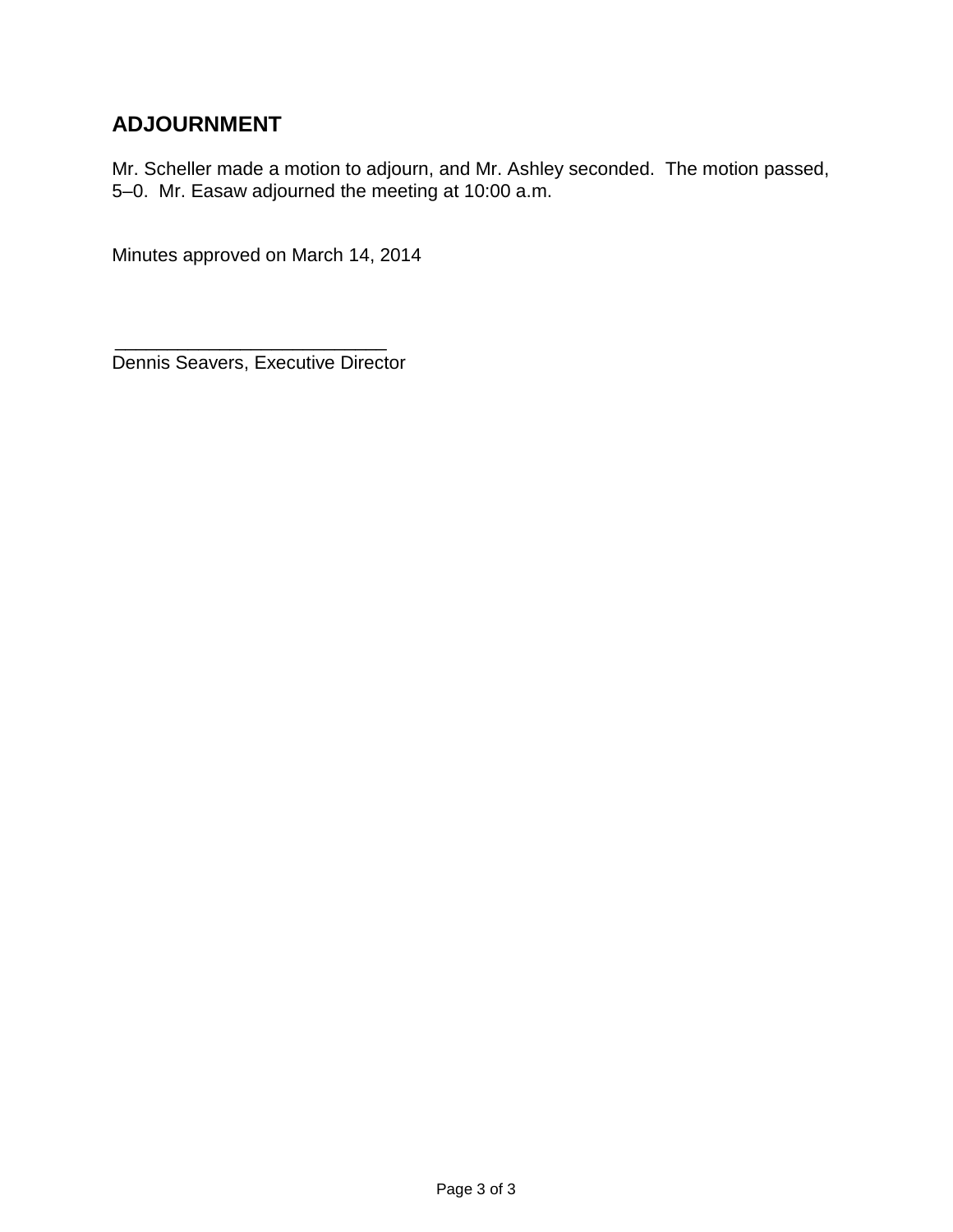## ADJOURNMENT

Mr. Scheller made a motion to adjourn, and Mr. Ashley seconded. The motion passed, 5–0. Mr. Easaw adjourned the meeting at 10:00 a.m.

Minutes approved on March 14, 2014

___________________________

Dennis Seavers, Executive Director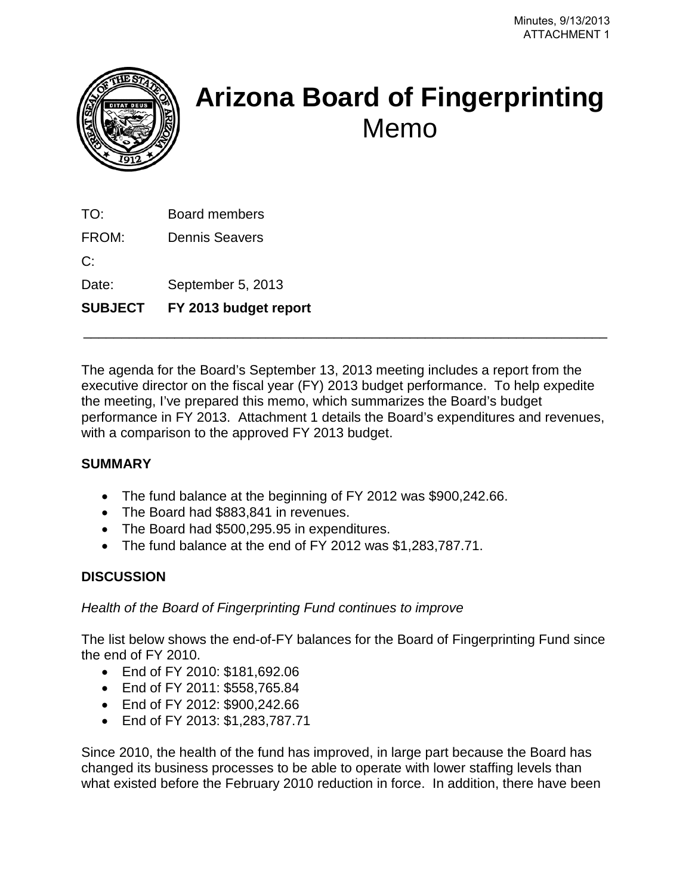Minutes, 9/13/2013
ATTACHMENT 1

# Arizona Board of Fingerprinting

## Memo

TO: Board members

FROM: Dennis Seavers

C:

Date: September 5, 2013

**SUBJECT FY 2013 budget report**

---

The agenda for the Board's September 13, 2013 meeting includes a report from the executive director on the fiscal year (FY) 2013 budget performance. To help expedite the meeting, I've prepared this memo, which summarizes the Board's budget performance in FY 2013. Attachment 1 details the Board's expenditures and revenues, with a comparison to the approved FY 2013 budget.

**SUMMARY**

- The fund balance at the beginning of FY 2012 was $900,242.66.
- The Board had $883,841 in revenues.
- The Board had $500,295.95 in expenditures.
- The fund balance at the end of FY 2012 was $1,283,787.71.

**DISCUSSION**

*Health of the Board of Fingerprinting Fund continues to improve*

The list below shows the end-of-FY balances for the Board of Fingerprinting Fund since the end of FY 2010.

- End of FY 2010: $181,692.06
- End of FY 2011: $558,765.84
- End of FY 2012: $900,242.66
- End of FY 2013: $1,283,787.71

Since 2010, the health of the fund has improved, in large part because the Board has changed its business processes to be able to operate with lower staffing levels than what existed before the February 2010 reduction in force. In addition, there have been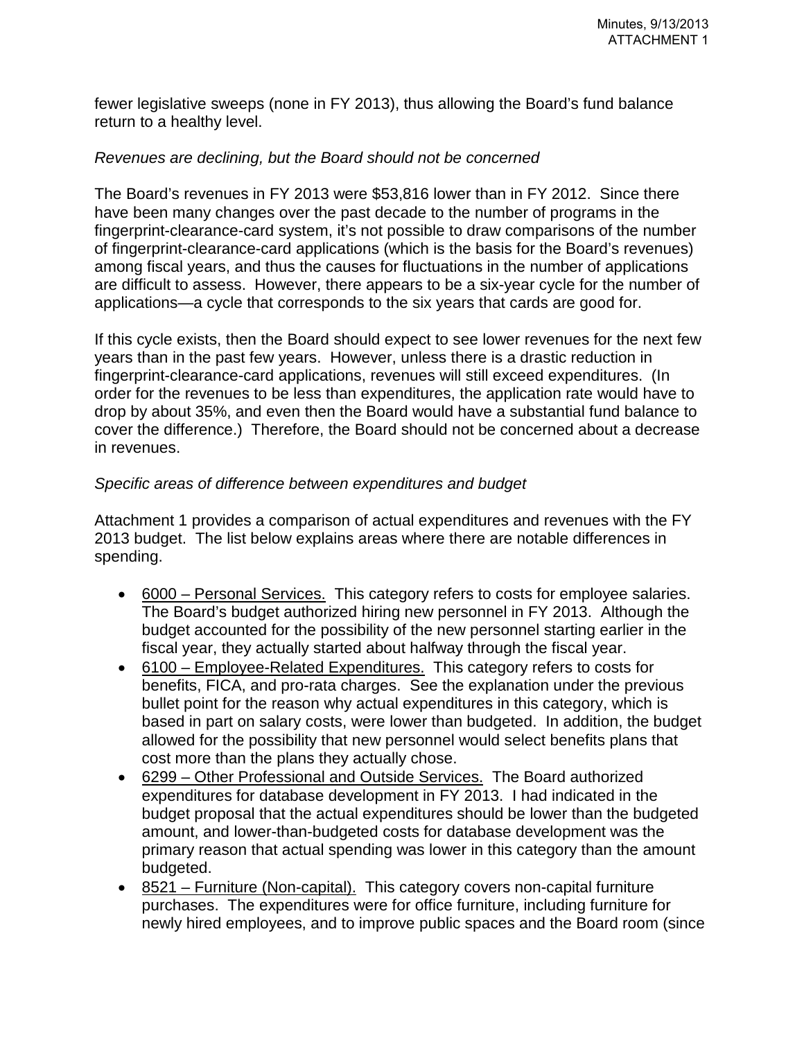fewer legislative sweeps (none in FY 2013), thus allowing the Board's fund balance return to a healthy level.

*Revenues are declining, but the Board should not be concerned*

The Board's revenues in FY 2013 were $53,816 lower than in FY 2012. Since there have been many changes over the past decade to the number of programs in the fingerprint-clearance-card system, it's not possible to draw comparisons of the number of fingerprint-clearance-card applications (which is the basis for the Board's revenues) among fiscal years, and thus the causes for fluctuations in the number of applications are difficult to assess. However, there appears to be a six-year cycle for the number of applications—a cycle that corresponds to the six years that cards are good for.

If this cycle exists, then the Board should expect to see lower revenues for the next few years than in the past few years. However, unless there is a drastic reduction in fingerprint-clearance-card applications, revenues will still exceed expenditures. (In order for the revenues to be less than expenditures, the application rate would have to drop by about 35%, and even then the Board would have a substantial fund balance to cover the difference.) Therefore, the Board should not be concerned about a decrease in revenues.

*Specific areas of difference between expenditures and budget*

Attachment 1 provides a comparison of actual expenditures and revenues with the FY 2013 budget. The list below explains areas where there are notable differences in spending.

- 6000 – Personal Services. This category refers to costs for employee salaries. The Board's budget authorized hiring new personnel in FY 2013. Although the budget accounted for the possibility of the new personnel starting earlier in the fiscal year, they actually started about halfway through the fiscal year.
- 6100 – Employee-Related Expenditures. This category refers to costs for benefits, FICA, and pro-rata charges. See the explanation under the previous bullet point for the reason why actual expenditures in this category, which is based in part on salary costs, were lower than budgeted. In addition, the budget allowed for the possibility that new personnel would select benefits plans that cost more than the plans they actually chose.
- 6299 – Other Professional and Outside Services. The Board authorized expenditures for database development in FY 2013. I had indicated in the budget proposal that the actual expenditures should be lower than the budgeted amount, and lower-than-budgeted costs for database development was the primary reason that actual spending was lower in this category than the amount budgeted.
- 8521 – Furniture (Non-capital). This category covers non-capital furniture purchases. The expenditures were for office furniture, including furniture for newly hired employees, and to improve public spaces and the Board room (since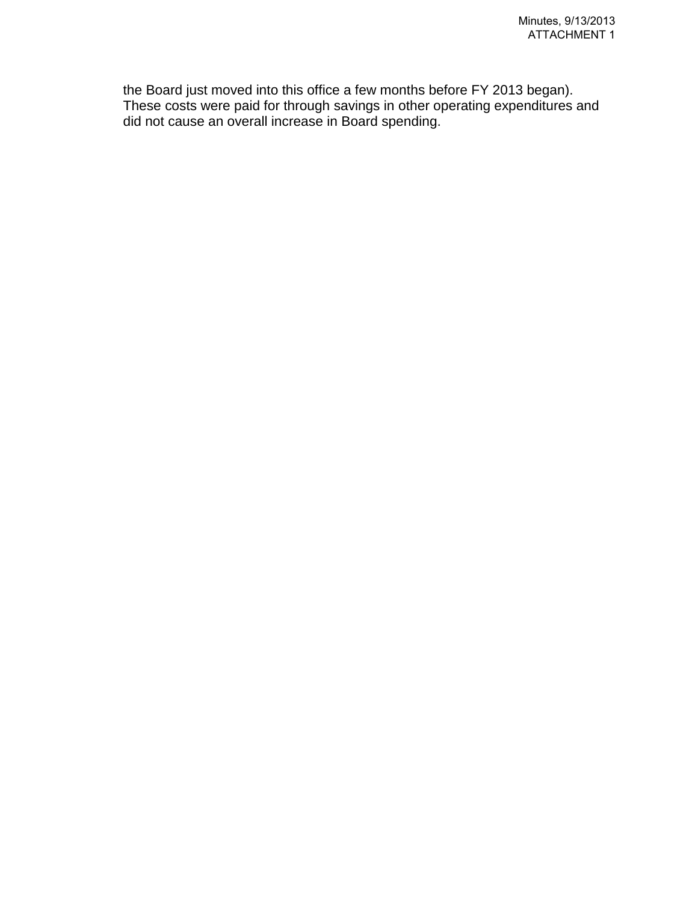the Board just moved into this office a few months before FY 2013 began). These costs were paid for through savings in other operating expenditures and did not cause an overall increase in Board spending.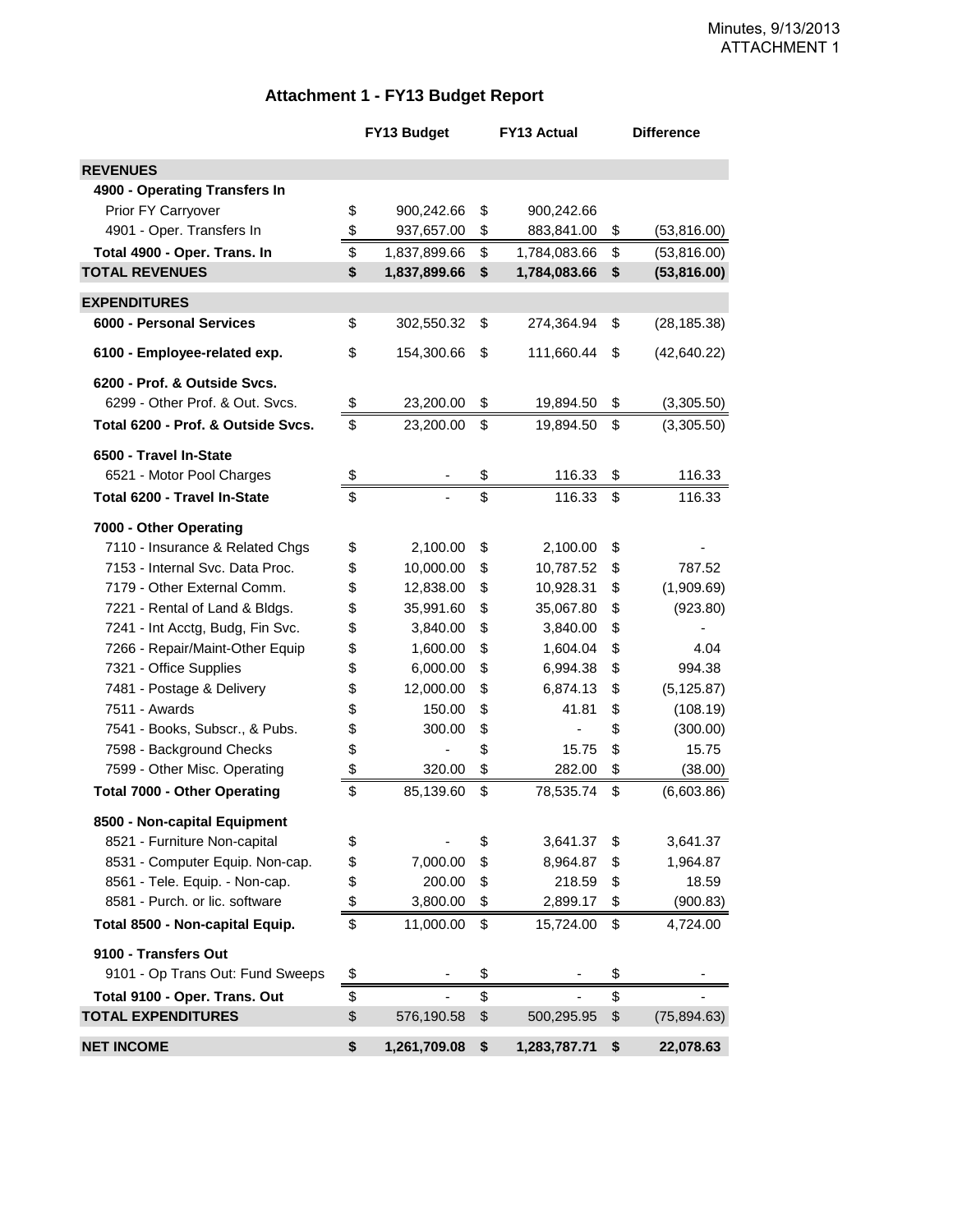Minutes, 9/13/2013
ATTACHMENT 1

## Attachment 1 - FY13 Budget Report

| | FY13 Budget | FY13 Actual | Difference |
|---|---|---|---|
| **REVENUES** | | | |
| **4900 - Operating Transfers In** | | | |
| Prior FY Carryover | $ 900,242.66 | $ 900,242.66 | |
| 4901 - Oper. Transfers In | $ 937,657.00 | $ 883,841.00 | $ (53,816.00) |
| **Total 4900 - Oper. Trans. In** | $ 1,837,899.66 | $ 1,784,083.66 | $ (53,816.00) |
| **TOTAL REVENUES** | **$ 1,837,899.66** | **$ 1,784,083.66** | **$ (53,816.00)** |
| **EXPENDITURES** | | | |
| **6000 - Personal Services** | $ 302,550.32 | $ 274,364.94 | $ (28,185.38) |
| **6100 - Employee-related exp.** | $ 154,300.66 | $ 111,660.44 | $ (42,640.22) |
| **6200 - Prof. & Outside Svcs.** | | | |
| 6299 - Other Prof. & Out. Svcs. | $ 23,200.00 | $ 19,894.50 | $ (3,305.50) |
| **Total 6200 - Prof. & Outside Svcs.** | $ 23,200.00 | $ 19,894.50 | $ (3,305.50) |
| **6500 - Travel In-State** | | | |
| 6521 - Motor Pool Charges | $ - | $ 116.33 | $ 116.33 |
| **Total 6200 - Travel In-State** | $ - | $ 116.33 | $ 116.33 |
| **7000 - Other Operating** | | | |
| 7110 - Insurance & Related Chgs | $ 2,100.00 | $ 2,100.00 | $ - |
| 7153 - Internal Svc. Data Proc. | $ 10,000.00 | $ 10,787.52 | $ 787.52 |
| 7179 - Other External Comm. | $ 12,838.00 | $ 10,928.31 | $ (1,909.69) |
| 7221 - Rental of Land & Bldgs. | $ 35,991.60 | $ 35,067.80 | $ (923.80) |
| 7241 - Int Acctg, Budg, Fin Svc. | $ 3,840.00 | $ 3,840.00 | $ - |
| 7266 - Repair/Maint-Other Equip | $ 1,600.00 | $ 1,604.04 | $ 4.04 |
| 7321 - Office Supplies | $ 6,000.00 | $ 6,994.38 | $ 994.38 |
| 7481 - Postage & Delivery | $ 12,000.00 | $ 6,874.13 | $ (5,125.87) |
| 7511 - Awards | $ 150.00 | $ 41.81 | $ (108.19) |
| 7541 - Books, Subscr., & Pubs. | $ 300.00 | $ - | $ (300.00) |
| 7598 - Background Checks | $ - | $ 15.75 | $ 15.75 |
| 7599 - Other Misc. Operating | $ 320.00 | $ 282.00 | $ (38.00) |
| **Total 7000 - Other Operating** | $ 85,139.60 | $ 78,535.74 | $ (6,603.86) |
| **8500 - Non-capital Equipment** | | | |
| 8521 - Furniture Non-capital | $ - | $ 3,641.37 | $ 3,641.37 |
| 8531 - Computer Equip. Non-cap. | $ 7,000.00 | $ 8,964.87 | $ 1,964.87 |
| 8561 - Tele. Equip. - Non-cap. | $ 200.00 | $ 218.59 | $ 18.59 |
| 8581 - Purch. or lic. software | $ 3,800.00 | $ 2,899.17 | $ (900.83) |
| **Total 8500 - Non-capital Equip.** | $ 11,000.00 | $ 15,724.00 | $ 4,724.00 |
| **9100 - Transfers Out** | | | |
| 9101 - Op Trans Out: Fund Sweeps | $ - | $ - | $ - |
| **Total 9100 - Oper. Trans. Out** | $ - | $ - | $ - |
| **TOTAL EXPENDITURES** | $ 576,190.58 | $ 500,295.95 | $ (75,894.63) |
| **NET INCOME** | **$ 1,261,709.08** | **$ 1,283,787.71** | **$ 22,078.63** |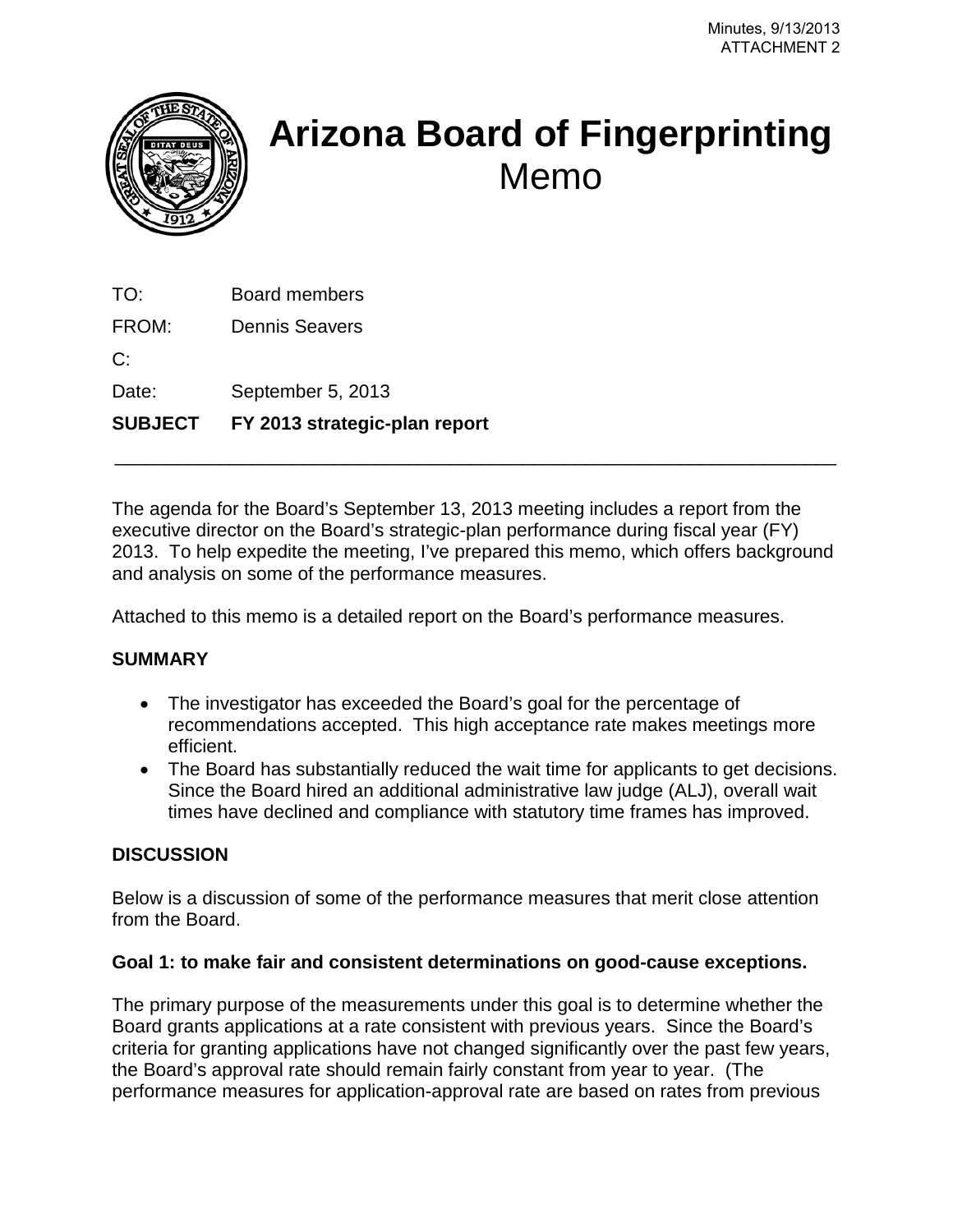# Arizona Board of Fingerprinting

## Memo

TO: Board members

FROM: Dennis Seavers

C:

Date: September 5, 2013

**SUBJECT FY 2013 strategic-plan report**

---

The agenda for the Board's September 13, 2013 meeting includes a report from the executive director on the Board's strategic-plan performance during fiscal year (FY) 2013. To help expedite the meeting, I've prepared this memo, which offers background and analysis on some of the performance measures.

Attached to this memo is a detailed report on the Board's performance measures.

**SUMMARY**

- The investigator has exceeded the Board's goal for the percentage of recommendations accepted. This high acceptance rate makes meetings more efficient.
- The Board has substantially reduced the wait time for applicants to get decisions. Since the Board hired an additional administrative law judge (ALJ), overall wait times have declined and compliance with statutory time frames has improved.

**DISCUSSION**

Below is a discussion of some of the performance measures that merit close attention from the Board.

**Goal 1: to make fair and consistent determinations on good-cause exceptions.**

The primary purpose of the measurements under this goal is to determine whether the Board grants applications at a rate consistent with previous years. Since the Board's criteria for granting applications have not changed significantly over the past few years, the Board's approval rate should remain fairly constant from year to year. (The performance measures for application-approval rate are based on rates from previous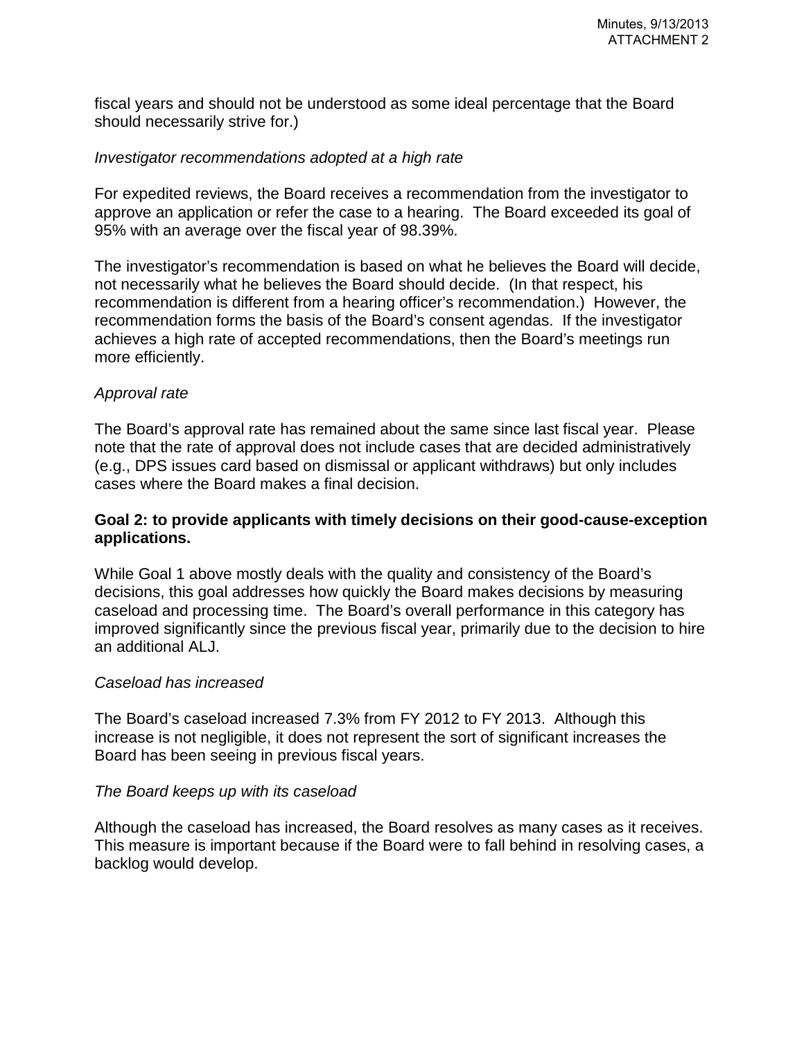fiscal years and should not be understood as some ideal percentage that the Board should necessarily strive for.)

*Investigator recommendations adopted at a high rate*

For expedited reviews, the Board receives a recommendation from the investigator to approve an application or refer the case to a hearing. The Board exceeded its goal of 95% with an average over the fiscal year of 98.39%.

The investigator's recommendation is based on what he believes the Board will decide, not necessarily what he believes the Board should decide. (In that respect, his recommendation is different from a hearing officer's recommendation.) However, the recommendation forms the basis of the Board's consent agendas. If the investigator achieves a high rate of accepted recommendations, then the Board's meetings run more efficiently.

*Approval rate*

The Board's approval rate has remained about the same since last fiscal year. Please note that the rate of approval does not include cases that are decided administratively (e.g., DPS issues card based on dismissal or applicant withdraws) but only includes cases where the Board makes a final decision.

**Goal 2: to provide applicants with timely decisions on their good-cause-exception applications.**

While Goal 1 above mostly deals with the quality and consistency of the Board's decisions, this goal addresses how quickly the Board makes decisions by measuring caseload and processing time. The Board's overall performance in this category has improved significantly since the previous fiscal year, primarily due to the decision to hire an additional ALJ.

*Caseload has increased*

The Board's caseload increased 7.3% from FY 2012 to FY 2013. Although this increase is not negligible, it does not represent the sort of significant increases the Board has been seeing in previous fiscal years.

*The Board keeps up with its caseload*

Although the caseload has increased, the Board resolves as many cases as it receives. This measure is important because if the Board were to fall behind in resolving cases, a backlog would develop.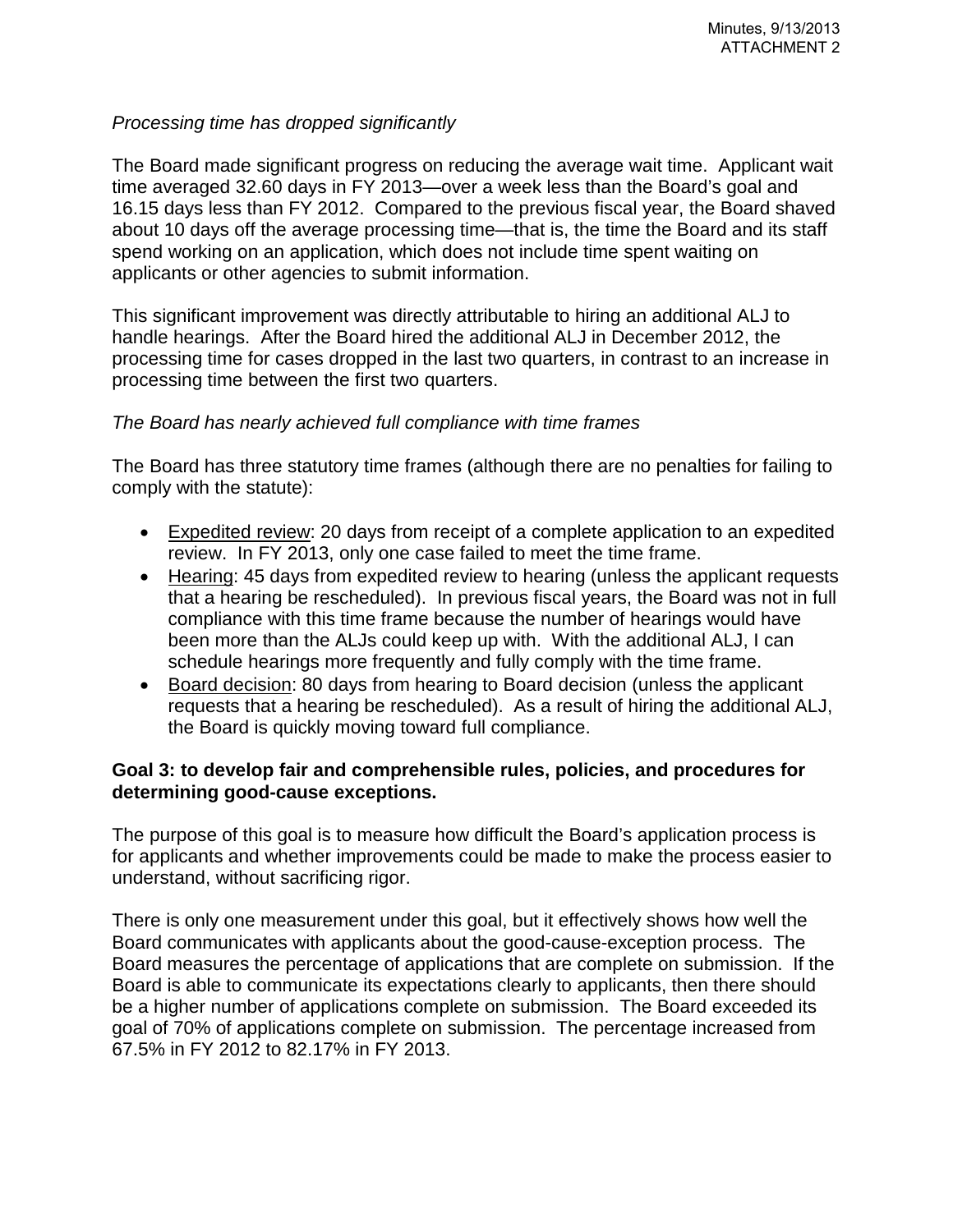*Processing time has dropped significantly*

The Board made significant progress on reducing the average wait time. Applicant wait time averaged 32.60 days in FY 2013—over a week less than the Board's goal and 16.15 days less than FY 2012. Compared to the previous fiscal year, the Board shaved about 10 days off the average processing time—that is, the time the Board and its staff spend working on an application, which does not include time spent waiting on applicants or other agencies to submit information.

This significant improvement was directly attributable to hiring an additional ALJ to handle hearings. After the Board hired the additional ALJ in December 2012, the processing time for cases dropped in the last two quarters, in contrast to an increase in processing time between the first two quarters.

*The Board has nearly achieved full compliance with time frames*

The Board has three statutory time frames (although there are no penalties for failing to comply with the statute):

- Expedited review: 20 days from receipt of a complete application to an expedited review. In FY 2013, only one case failed to meet the time frame.
- Hearing: 45 days from expedited review to hearing (unless the applicant requests that a hearing be rescheduled). In previous fiscal years, the Board was not in full compliance with this time frame because the number of hearings would have been more than the ALJs could keep up with. With the additional ALJ, I can schedule hearings more frequently and fully comply with the time frame.
- Board decision: 80 days from hearing to Board decision (unless the applicant requests that a hearing be rescheduled). As a result of hiring the additional ALJ, the Board is quickly moving toward full compliance.

**Goal 3: to develop fair and comprehensible rules, policies, and procedures for determining good-cause exceptions.**

The purpose of this goal is to measure how difficult the Board's application process is for applicants and whether improvements could be made to make the process easier to understand, without sacrificing rigor.

There is only one measurement under this goal, but it effectively shows how well the Board communicates with applicants about the good-cause-exception process. The Board measures the percentage of applications that are complete on submission. If the Board is able to communicate its expectations clearly to applicants, then there should be a higher number of applications complete on submission. The Board exceeded its goal of 70% of applications complete on submission. The percentage increased from 67.5% in FY 2012 to 82.17% in FY 2013.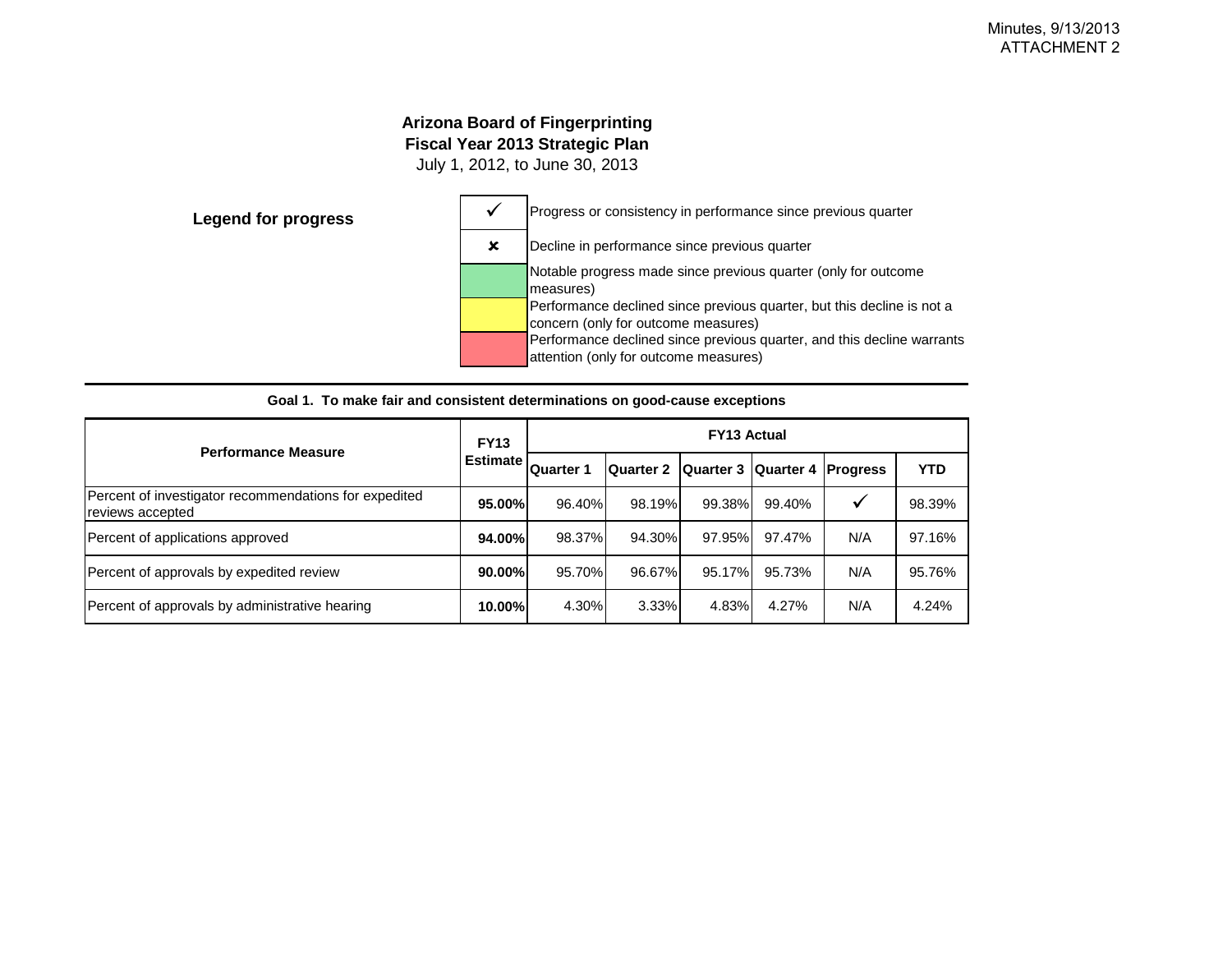Minutes, 9/13/2013
ATTACHMENT 2

# Arizona Board of Fingerprinting
## Fiscal Year 2013 Strategic Plan
July 1, 2012, to June 30, 2013

**Legend for progress**

| Symbol/Color | Meaning |
|---|---|
| ✓ | Progress or consistency in performance since previous quarter |
| ✘ | Decline in performance since previous quarter |
| (Green) | Notable progress made since previous quarter (only for outcome measures) |
| (Yellow) | Performance declined since previous quarter, but this decline is not a concern (only for outcome measures) |
| (Red) | Performance declined since previous quarter, and this decline warrants attention (only for outcome measures) |

**Goal 1. To make fair and consistent determinations on good-cause exceptions**

| Performance Measure | FY13 Estimate | FY13 Actual | | | | | |
|---|---|---|---|---|---|---|---|
| | | Quarter 1 | Quarter 2 | Quarter 3 | Quarter 4 | Progress | YTD |
| Percent of investigator recommendations for expedited reviews accepted | **95.00%** | 96.40% | 98.19% | 99.38% | 99.40% | ✓ | 98.39% |
| Percent of applications approved | **94.00%** | 98.37% | 94.30% | 97.95% | 97.47% | N/A | 97.16% |
| Percent of approvals by expedited review | **90.00%** | 95.70% | 96.67% | 95.17% | 95.73% | N/A | 95.76% |
| Percent of approvals by administrative hearing | **10.00%** | 4.30% | 3.33% | 4.83% | 4.27% | N/A | 4.24% |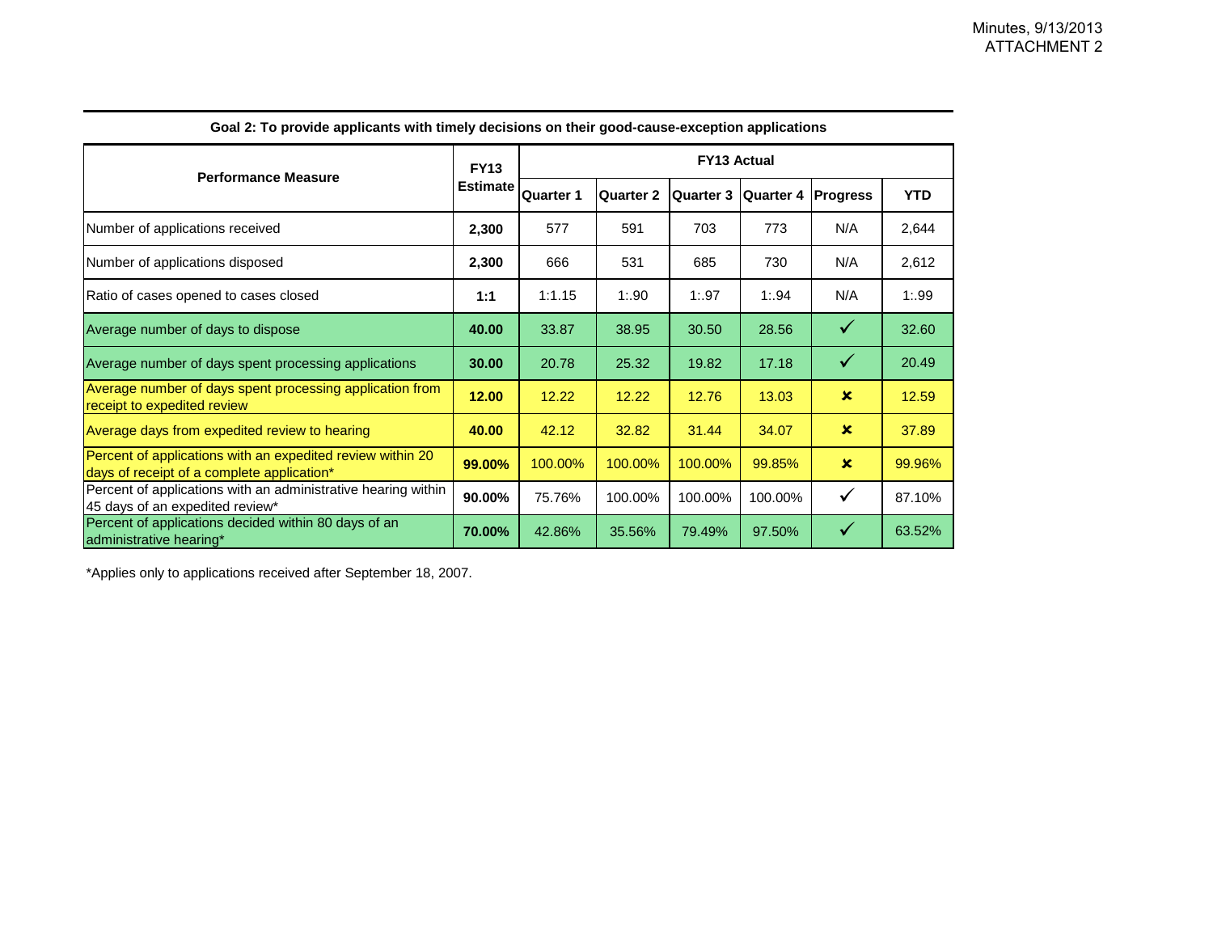Minutes, 9/13/2013
ATTACHMENT 2

**Goal 2: To provide applicants with timely decisions on their good-cause-exception applications**

| Performance Measure | FY13 Estimate | FY13 Actual | | | | | |
|---|---|---|---|---|---|---|---|
| | | Quarter 1 | Quarter 2 | Quarter 3 | Quarter 4 | Progress | YTD |
| Number of applications received | **2,300** | 577 | 591 | 703 | 773 | N/A | 2,644 |
| Number of applications disposed | **2,300** | 666 | 531 | 685 | 730 | N/A | 2,612 |
| Ratio of cases opened to cases closed | **1:1** | 1:1.15 | 1:.90 | 1:.97 | 1:.94 | N/A | 1:.99 |
| Average number of days to dispose | **40.00** | 33.87 | 38.95 | 30.50 | 28.56 | ✓ | 32.60 |
| Average number of days spent processing applications | **30.00** | 20.78 | 25.32 | 19.82 | 17.18 | ✓ | 20.49 |
| Average number of days spent processing application from receipt to expedited review | **12.00** | 12.22 | 12.22 | 12.76 | 13.03 | ✗ | 12.59 |
| Average days from expedited review to hearing | **40.00** | 42.12 | 32.82 | 31.44 | 34.07 | ✗ | 37.89 |
| Percent of applications with an expedited review within 20 days of receipt of a complete application* | **99.00%** | 100.00% | 100.00% | 100.00% | 99.85% | ✗ | 99.96% |
| Percent of applications with an administrative hearing within 45 days of an expedited review* | **90.00%** | 75.76% | 100.00% | 100.00% | 100.00% | ✓ | 87.10% |
| Percent of applications decided within 80 days of an administrative hearing* | **70.00%** | 42.86% | 35.56% | 79.49% | 97.50% | ✓ | 63.52% |

*Applies only to applications received after September 18, 2007.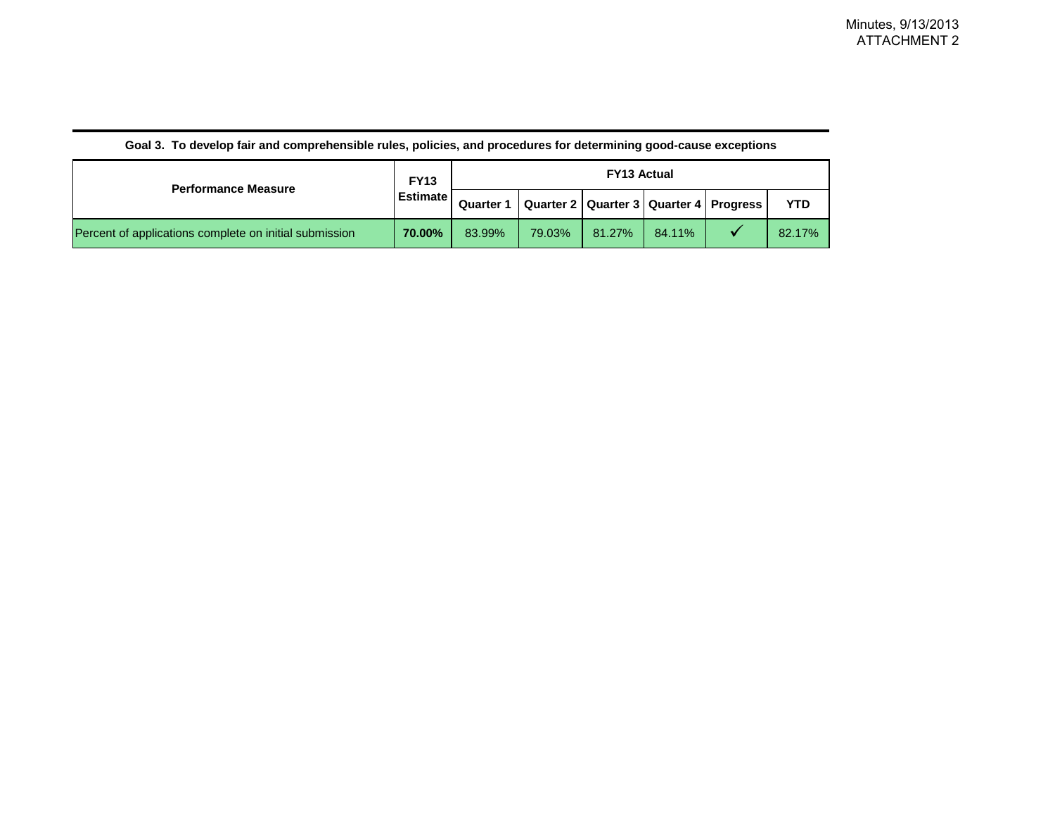Minutes, 9/13/2013
ATTACHMENT 2

**Goal 3. To develop fair and comprehensible rules, policies, and procedures for determining good-cause exceptions**

| Performance Measure | FY13 Estimate | FY13 Actual | | | | | |
|---|---|---|---|---|---|---|---|
| | | Quarter 1 | Quarter 2 | Quarter 3 | Quarter 4 | Progress | YTD |
| Percent of applications complete on initial submission | **70.00%** | 83.99% | 79.03% | 81.27% | 84.11% | ✓ | 82.17% |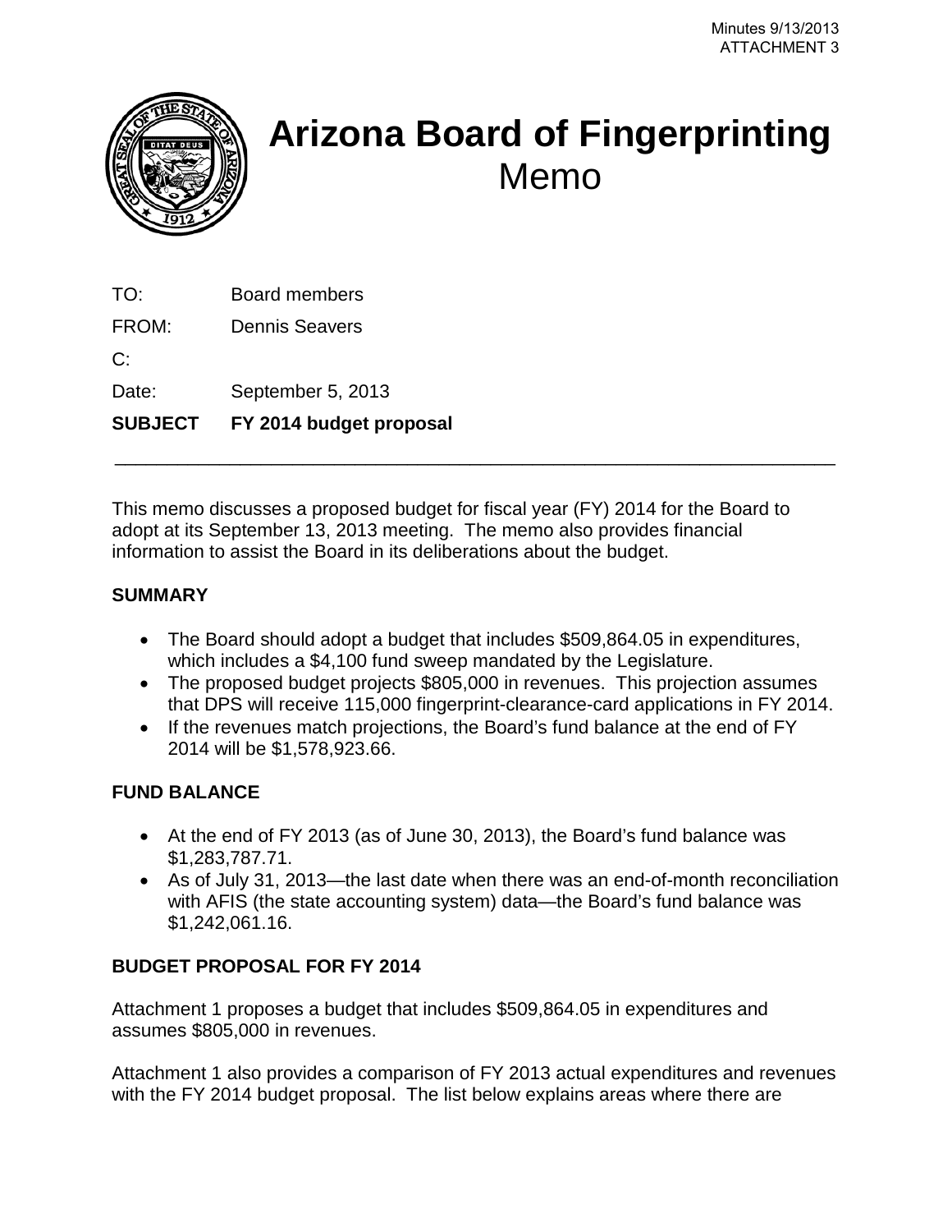Minutes 9/13/2013
ATTACHMENT 3

# Arizona Board of Fingerprinting
Memo

TO: Board members

FROM: Dennis Seavers

C:

Date: September 5, 2013

**SUBJECT FY 2014 budget proposal**

---

This memo discusses a proposed budget for fiscal year (FY) 2014 for the Board to adopt at its September 13, 2013 meeting. The memo also provides financial information to assist the Board in its deliberations about the budget.

**SUMMARY**

- The Board should adopt a budget that includes $509,864.05 in expenditures, which includes a $4,100 fund sweep mandated by the Legislature.
- The proposed budget projects $805,000 in revenues. This projection assumes that DPS will receive 115,000 fingerprint-clearance-card applications in FY 2014.
- If the revenues match projections, the Board's fund balance at the end of FY 2014 will be $1,578,923.66.

**FUND BALANCE**

- At the end of FY 2013 (as of June 30, 2013), the Board's fund balance was $1,283,787.71.
- As of July 31, 2013—the last date when there was an end-of-month reconciliation with AFIS (the state accounting system) data—the Board's fund balance was $1,242,061.16.

**BUDGET PROPOSAL FOR FY 2014**

Attachment 1 proposes a budget that includes $509,864.05 in expenditures and assumes $805,000 in revenues.

Attachment 1 also provides a comparison of FY 2013 actual expenditures and revenues with the FY 2014 budget proposal. The list below explains areas where there are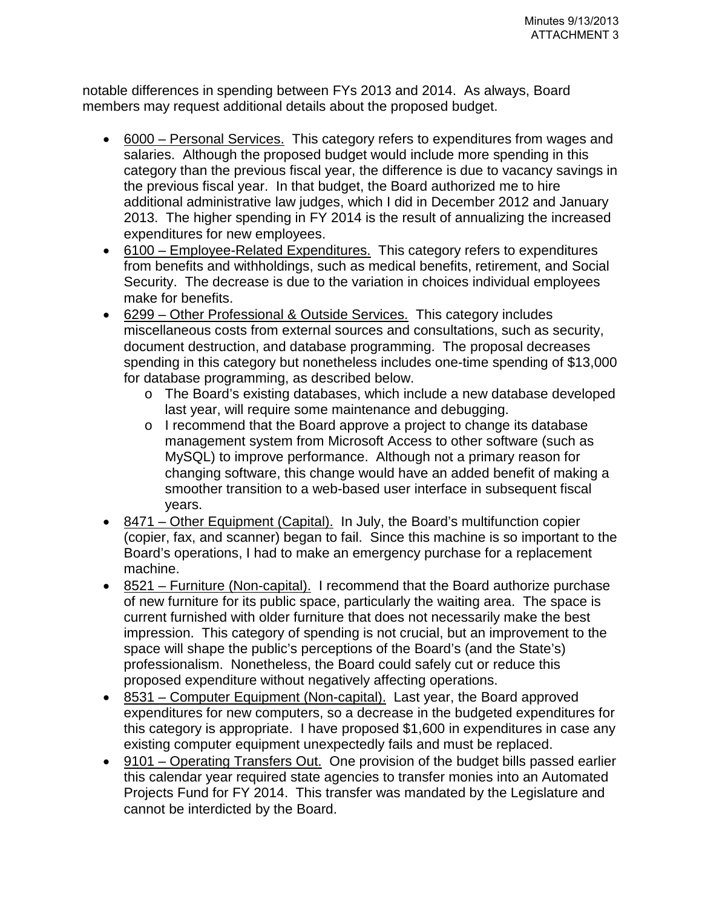notable differences in spending between FYs 2013 and 2014. As always, Board members may request additional details about the proposed budget.

- <u>6000 – Personal Services.</u> This category refers to expenditures from wages and salaries. Although the proposed budget would include more spending in this category than the previous fiscal year, the difference is due to vacancy savings in the previous fiscal year. In that budget, the Board authorized me to hire additional administrative law judges, which I did in December 2012 and January 2013. The higher spending in FY 2014 is the result of annualizing the increased expenditures for new employees.
- <u>6100 – Employee-Related Expenditures.</u> This category refers to expenditures from benefits and withholdings, such as medical benefits, retirement, and Social Security. The decrease is due to the variation in choices individual employees make for benefits.
- <u>6299 – Other Professional & Outside Services.</u> This category includes miscellaneous costs from external sources and consultations, such as security, document destruction, and database programming. The proposal decreases spending in this category but nonetheless includes one-time spending of $13,000 for database programming, as described below.
    - The Board's existing databases, which include a new database developed last year, will require some maintenance and debugging.
    - I recommend that the Board approve a project to change its database management system from Microsoft Access to other software (such as MySQL) to improve performance. Although not a primary reason for changing software, this change would have an added benefit of making a smoother transition to a web-based user interface in subsequent fiscal years.
- <u>8471 – Other Equipment (Capital).</u> In July, the Board's multifunction copier (copier, fax, and scanner) began to fail. Since this machine is so important to the Board's operations, I had to make an emergency purchase for a replacement machine.
- <u>8521 – Furniture (Non-capital).</u> I recommend that the Board authorize purchase of new furniture for its public space, particularly the waiting area. The space is current furnished with older furniture that does not necessarily make the best impression. This category of spending is not crucial, but an improvement to the space will shape the public's perceptions of the Board's (and the State's) professionalism. Nonetheless, the Board could safely cut or reduce this proposed expenditure without negatively affecting operations.
- <u>8531 – Computer Equipment (Non-capital).</u> Last year, the Board approved expenditures for new computers, so a decrease in the budgeted expenditures for this category is appropriate. I have proposed $1,600 in expenditures in case any existing computer equipment unexpectedly fails and must be replaced.
- <u>9101 – Operating Transfers Out.</u> One provision of the budget bills passed earlier this calendar year required state agencies to transfer monies into an Automated Projects Fund for FY 2014. This transfer was mandated by the Legislature and cannot be interdicted by the Board.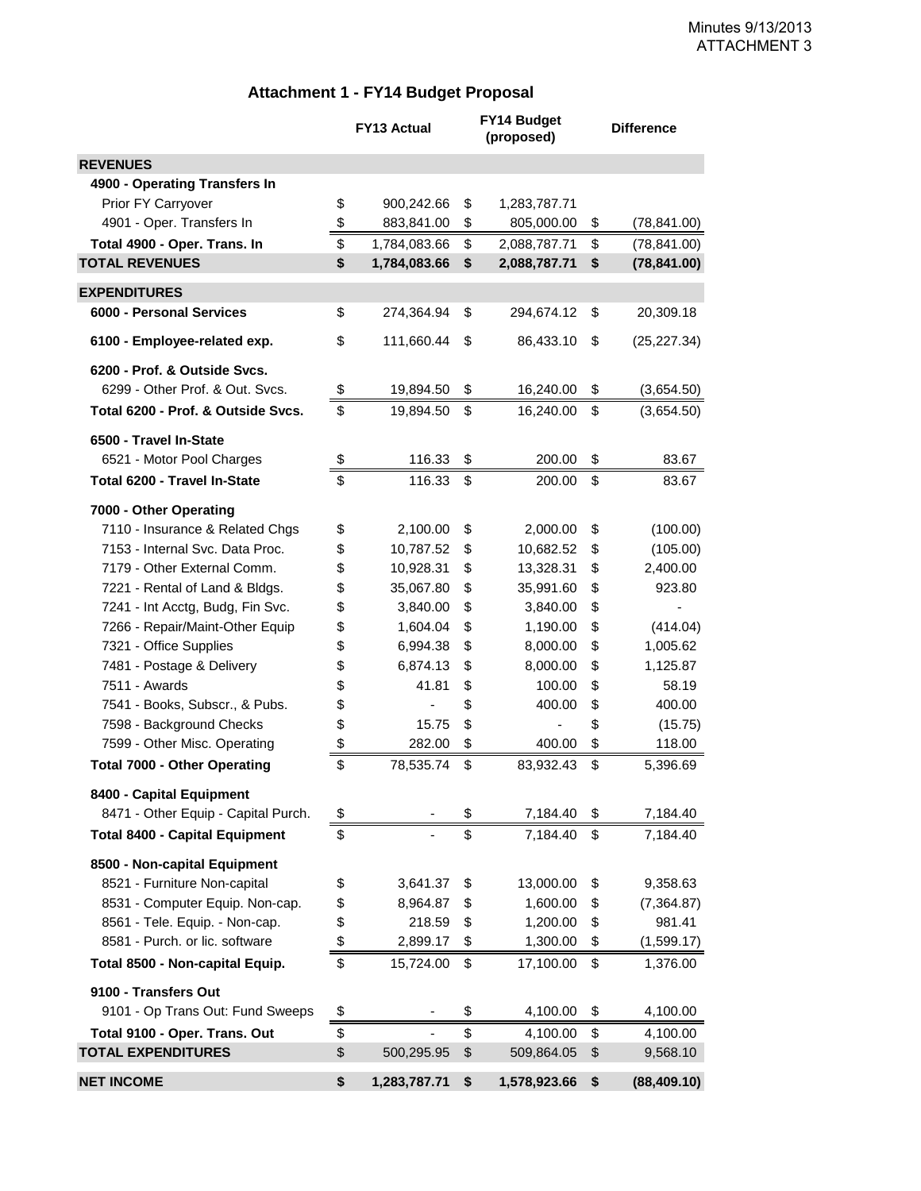Minutes 9/13/2013
ATTACHMENT 3

## Attachment 1 - FY14 Budget Proposal

| | FY13 Actual | FY14 Budget (proposed) | Difference |
|---|---|---|---|
| **REVENUES** | | | |
| **4900 - Operating Transfers In** | | | |
| Prior FY Carryover | $ 900,242.66 | $ 1,283,787.71 | |
| 4901 - Oper. Transfers In | $ 883,841.00 | $ 805,000.00 | $ (78,841.00) |
| **Total 4900 - Oper. Trans. In** | $ 1,784,083.66 | $ 2,088,787.71 | $ (78,841.00) |
| **TOTAL REVENUES** | **$ 1,784,083.66** | **$ 2,088,787.71** | **$ (78,841.00)** |
| **EXPENDITURES** | | | |
| **6000 - Personal Services** | $ 274,364.94 | $ 294,674.12 | $ 20,309.18 |
| **6100 - Employee-related exp.** | $ 111,660.44 | $ 86,433.10 | $ (25,227.34) |
| **6200 - Prof. & Outside Svcs.** | | | |
| 6299 - Other Prof. & Out. Svcs. | $ 19,894.50 | $ 16,240.00 | $ (3,654.50) |
| **Total 6200 - Prof. & Outside Svcs.** | $ 19,894.50 | $ 16,240.00 | $ (3,654.50) |
| **6500 - Travel In-State** | | | |
| 6521 - Motor Pool Charges | $ 116.33 | $ 200.00 | $ 83.67 |
| **Total 6200 - Travel In-State** | $ 116.33 | $ 200.00 | $ 83.67 |
| **7000 - Other Operating** | | | |
| 7110 - Insurance & Related Chgs | $ 2,100.00 | $ 2,000.00 | $ (100.00) |
| 7153 - Internal Svc. Data Proc. | $ 10,787.52 | $ 10,682.52 | $ (105.00) |
| 7179 - Other External Comm. | $ 10,928.31 | $ 13,328.31 | $ 2,400.00 |
| 7221 - Rental of Land & Bldgs. | $ 35,067.80 | $ 35,991.60 | $ 923.80 |
| 7241 - Int Acctg, Budg, Fin Svc. | $ 3,840.00 | $ 3,840.00 | $ - |
| 7266 - Repair/Maint-Other Equip | $ 1,604.04 | $ 1,190.00 | $ (414.04) |
| 7321 - Office Supplies | $ 6,994.38 | $ 8,000.00 | $ 1,005.62 |
| 7481 - Postage & Delivery | $ 6,874.13 | $ 8,000.00 | $ 1,125.87 |
| 7511 - Awards | $ 41.81 | $ 100.00 | $ 58.19 |
| 7541 - Books, Subscr., & Pubs. | $ - | $ 400.00 | $ 400.00 |
| 7598 - Background Checks | $ 15.75 | $ - | $ (15.75) |
| 7599 - Other Misc. Operating | $ 282.00 | $ 400.00 | $ 118.00 |
| **Total 7000 - Other Operating** | $ 78,535.74 | $ 83,932.43 | $ 5,396.69 |
| **8400 - Capital Equipment** | | | |
| 8471 - Other Equip - Capital Purch. | $ - | $ 7,184.40 | $ 7,184.40 |
| **Total 8400 - Capital Equipment** | $ - | $ 7,184.40 | $ 7,184.40 |
| **8500 - Non-capital Equipment** | | | |
| 8521 - Furniture Non-capital | $ 3,641.37 | $ 13,000.00 | $ 9,358.63 |
| 8531 - Computer Equip. Non-cap. | $ 8,964.87 | $ 1,600.00 | $ (7,364.87) |
| 8561 - Tele. Equip. - Non-cap. | $ 218.59 | $ 1,200.00 | $ 981.41 |
| 8581 - Purch. or lic. software | $ 2,899.17 | $ 1,300.00 | $ (1,599.17) |
| **Total 8500 - Non-capital Equip.** | $ 15,724.00 | $ 17,100.00 | $ 1,376.00 |
| **9100 - Transfers Out** | | | |
| 9101 - Op Trans Out: Fund Sweeps | $ - | $ 4,100.00 | $ 4,100.00 |
| **Total 9100 - Oper. Trans. Out** | $ - | $ 4,100.00 | $ 4,100.00 |
| **TOTAL EXPENDITURES** | $ 500,295.95 | $ 509,864.05 | $ 9,568.10 |
| **NET INCOME** | **$ 1,283,787.71** | **$ 1,578,923.66** | **$ (88,409.10)** |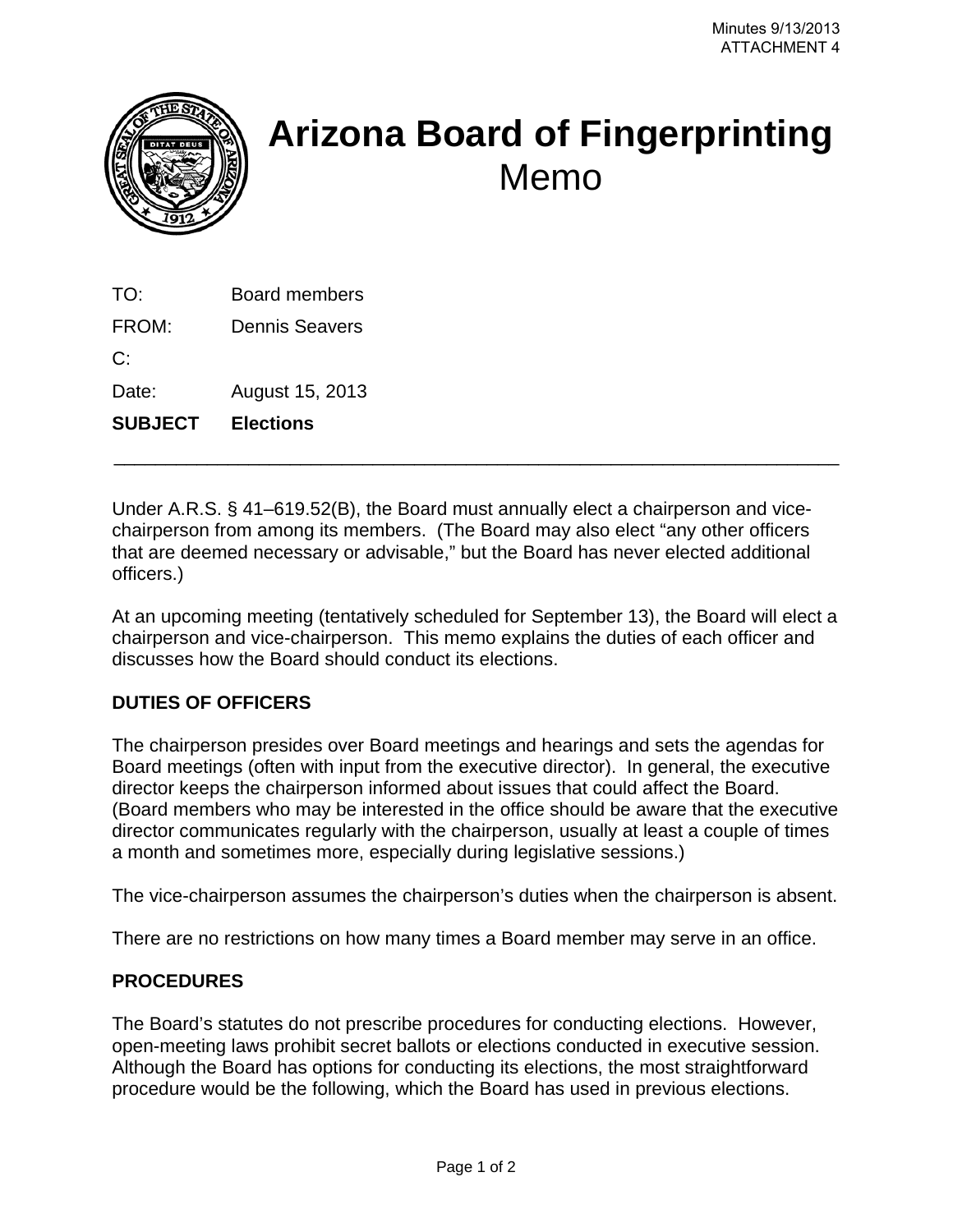Minutes 9/13/2013
ATTACHMENT 4

# Arizona Board of Fingerprinting
## Memo

TO: Board members

FROM: Dennis Seavers

C:

Date: August 15, 2013

**SUBJECT Elections**

---

Under A.R.S. § 41–619.52(B), the Board must annually elect a chairperson and vice-chairperson from among its members. (The Board may also elect "any other officers that are deemed necessary or advisable," but the Board has never elected additional officers.)

At an upcoming meeting (tentatively scheduled for September 13), the Board will elect a chairperson and vice-chairperson. This memo explains the duties of each officer and discusses how the Board should conduct its elections.

**DUTIES OF OFFICERS**

The chairperson presides over Board meetings and hearings and sets the agendas for Board meetings (often with input from the executive director). In general, the executive director keeps the chairperson informed about issues that could affect the Board. (Board members who may be interested in the office should be aware that the executive director communicates regularly with the chairperson, usually at least a couple of times a month and sometimes more, especially during legislative sessions.)

The vice-chairperson assumes the chairperson's duties when the chairperson is absent.

There are no restrictions on how many times a Board member may serve in an office.

**PROCEDURES**

The Board's statutes do not prescribe procedures for conducting elections. However, open-meeting laws prohibit secret ballots or elections conducted in executive session. Although the Board has options for conducting its elections, the most straightforward procedure would be the following, which the Board has used in previous elections.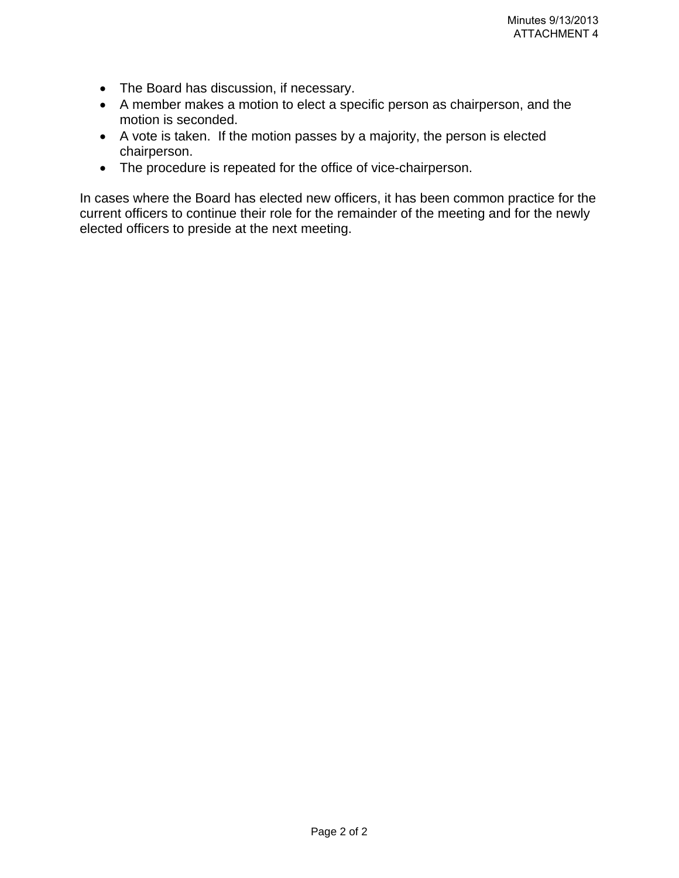- The Board has discussion, if necessary.
- A member makes a motion to elect a specific person as chairperson, and the motion is seconded.
- A vote is taken. If the motion passes by a majority, the person is elected chairperson.
- The procedure is repeated for the office of vice-chairperson.

In cases where the Board has elected new officers, it has been common practice for the current officers to continue their role for the remainder of the meeting and for the newly elected officers to preside at the next meeting.